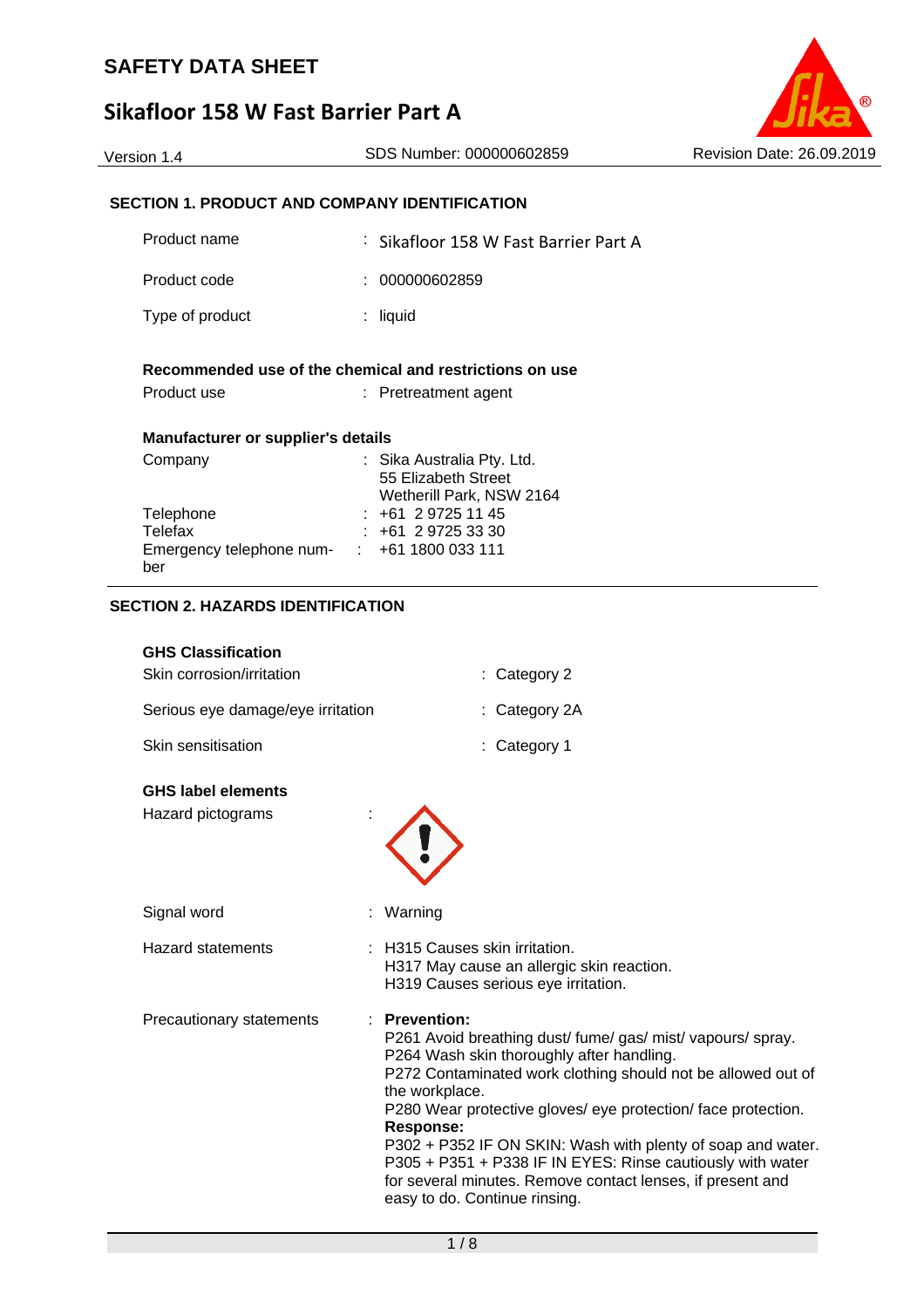# SAFETY DATA SHEET

# Sikafloor 158 W Fast Barrier Part A

Version 1.4 | SDS Number: 000000602859 | Revision Date: 26.09.2019

## SECTION 1. PRODUCT AND COMPANY IDENTIFICATION

| | |
|---|---|
| Product name | : Sikafloor 158 W Fast Barrier Part A |
| Product code | : 000000602859 |
| Type of product | : liquid |

**Recommended use of the chemical and restrictions on use**

| | |
|---|---|
| Product use | : Pretreatment agent |

**Manufacturer or supplier's details**

| | |
|---|---|
| Company | : Sika Australia Pty. Ltd.<br>55 Elizabeth Street<br>Wetherill Park, NSW 2164 |
| Telephone | : +61 2 9725 11 45 |
| Telefax | : +61 2 9725 33 30 |
| Emergency telephone number | : +61 1800 033 111 |

## SECTION 2. HAZARDS IDENTIFICATION

**GHS Classification**

| | |
|---|---|
| Skin corrosion/irritation | : Category 2 |
| Serious eye damage/eye irritation | : Category 2A |
| Skin sensitisation | : Category 1 |

**GHS label elements**

Hazard pictograms :

Signal word : Warning

Hazard statements :
H315 Causes skin irritation.
H317 May cause an allergic skin reaction.
H319 Causes serious eye irritation.

Precautionary statements :

**Prevention:**
P261 Avoid breathing dust/ fume/ gas/ mist/ vapours/ spray.
P264 Wash skin thoroughly after handling.
P272 Contaminated work clothing should not be allowed out of the workplace.
P280 Wear protective gloves/ eye protection/ face protection.

**Response:**
P302 + P352 IF ON SKIN: Wash with plenty of soap and water.
P305 + P351 + P338 IF IN EYES: Rinse cautiously with water for several minutes. Remove contact lenses, if present and easy to do. Continue rinsing.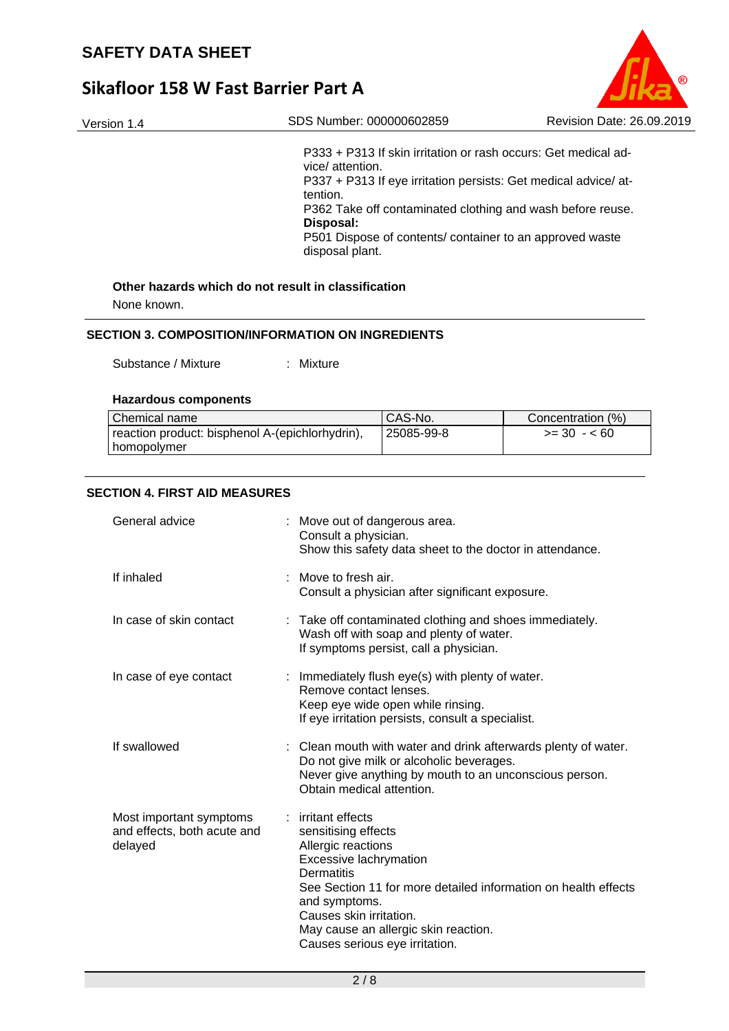P333 + P313 If skin irritation or rash occurs: Get medical advice/ attention.
P337 + P313 If eye irritation persists: Get medical advice/ attention.
P362 Take off contaminated clothing and wash before reuse.
**Disposal:**
P501 Dispose of contents/ container to an approved waste disposal plant.

**Other hazards which do not result in classification**

None known.

## SECTION 3. COMPOSITION/INFORMATION ON INGREDIENTS

Substance / Mixture : Mixture

**Hazardous components**

| Chemical name | CAS-No. | Concentration (%) |
|---|---|---|
| reaction product: bisphenol A-(epichlorhydrin), homopolymer | 25085-99-8 | >= 30 - < 60 |

## SECTION 4. FIRST AID MEASURES

General advice : Move out of dangerous area.
Consult a physician.
Show this safety data sheet to the doctor in attendance.

If inhaled : Move to fresh air.
Consult a physician after significant exposure.

In case of skin contact : Take off contaminated clothing and shoes immediately.
Wash off with soap and plenty of water.
If symptoms persist, call a physician.

In case of eye contact : Immediately flush eye(s) with plenty of water.
Remove contact lenses.
Keep eye wide open while rinsing.
If eye irritation persists, consult a specialist.

If swallowed : Clean mouth with water and drink afterwards plenty of water.
Do not give milk or alcoholic beverages.
Never give anything by mouth to an unconscious person.
Obtain medical attention.

Most important symptoms and effects, both acute and delayed : irritant effects
sensitising effects
Allergic reactions
Excessive lachrymation
Dermatitis
See Section 11 for more detailed information on health effects and symptoms.
Causes skin irritation.
May cause an allergic skin reaction.
Causes serious eye irritation.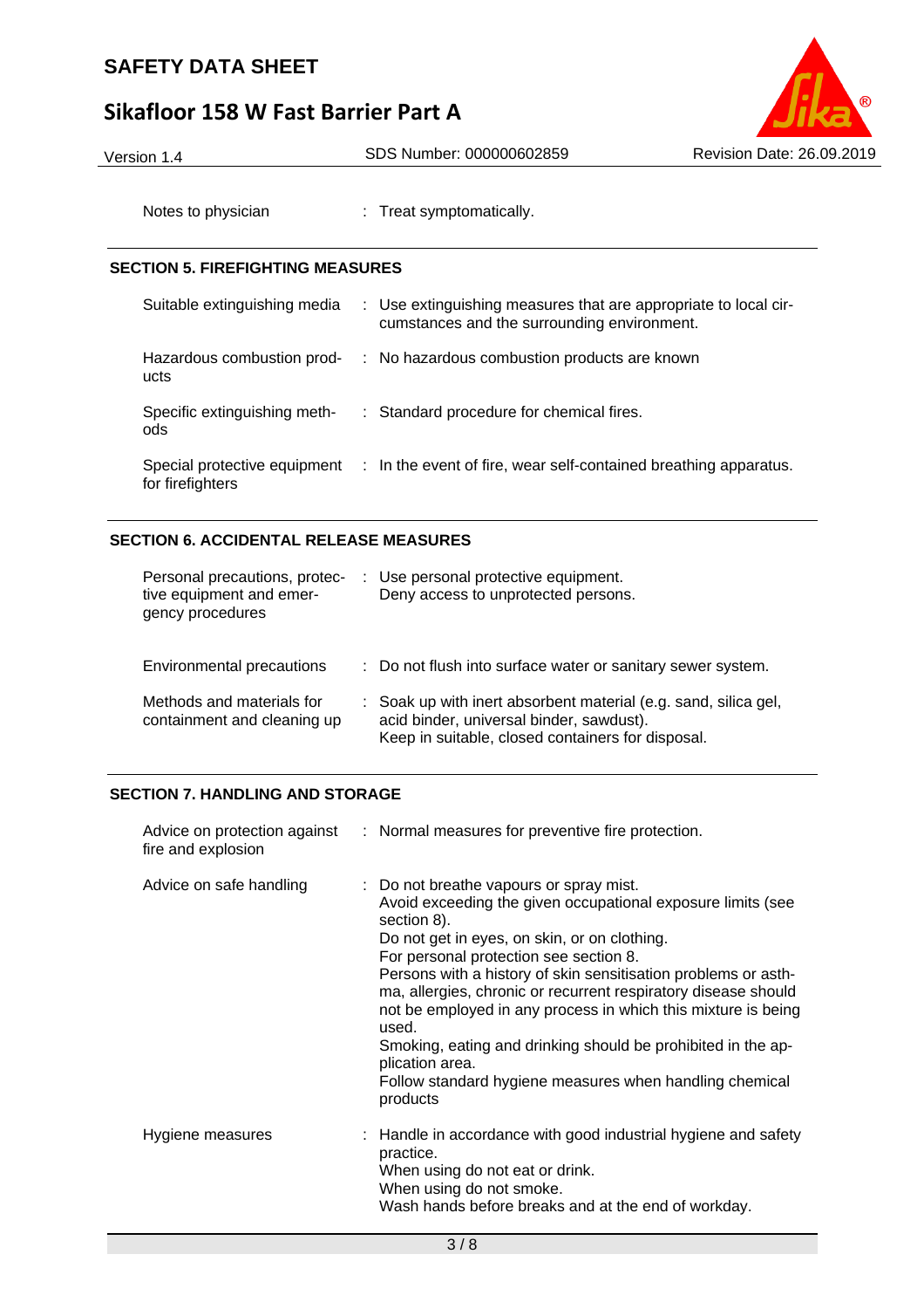Notes to physician : Treat symptomatically.

## SECTION 5. FIREFIGHTING MEASURES

| | |
|---|---|
| Suitable extinguishing media | : Use extinguishing measures that are appropriate to local circumstances and the surrounding environment. |
| Hazardous combustion products | : No hazardous combustion products are known |
| Specific extinguishing methods | : Standard procedure for chemical fires. |
| Special protective equipment for firefighters | : In the event of fire, wear self-contained breathing apparatus. |

## SECTION 6. ACCIDENTAL RELEASE MEASURES

| | |
|---|---|
| Personal precautions, protective equipment and emergency procedures | : Use personal protective equipment.<br>Deny access to unprotected persons. |
| Environmental precautions | : Do not flush into surface water or sanitary sewer system. |
| Methods and materials for containment and cleaning up | : Soak up with inert absorbent material (e.g. sand, silica gel, acid binder, universal binder, sawdust).<br>Keep in suitable, closed containers for disposal. |

## SECTION 7. HANDLING AND STORAGE

| | |
|---|---|
| Advice on protection against fire and explosion | : Normal measures for preventive fire protection. |
| Advice on safe handling | : Do not breathe vapours or spray mist.<br>Avoid exceeding the given occupational exposure limits (see section 8).<br>Do not get in eyes, on skin, or on clothing.<br>For personal protection see section 8.<br>Persons with a history of skin sensitisation problems or asthma, allergies, chronic or recurrent respiratory disease should not be employed in any process in which this mixture is being used.<br>Smoking, eating and drinking should be prohibited in the application area.<br>Follow standard hygiene measures when handling chemical products |
| Hygiene measures | : Handle in accordance with good industrial hygiene and safety practice.<br>When using do not eat or drink.<br>When using do not smoke.<br>Wash hands before breaks and at the end of workday. |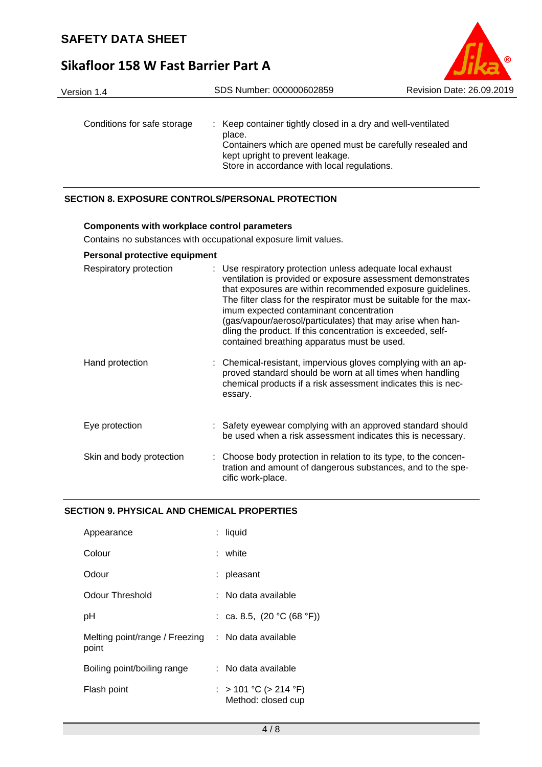| | | |
|---|---|---|
| Conditions for safe storage | : | Keep container tightly closed in a dry and well-ventilated place. Containers which are opened must be carefully resealed and kept upright to prevent leakage. Store in accordance with local regulations. |

## SECTION 8. EXPOSURE CONTROLS/PERSONAL PROTECTION

**Components with workplace control parameters**

Contains no substances with occupational exposure limit values.

**Personal protective equipment**

| | | |
|---|---|---|
| Respiratory protection | : | Use respiratory protection unless adequate local exhaust ventilation is provided or exposure assessment demonstrates that exposures are within recommended exposure guidelines. The filter class for the respirator must be suitable for the maximum expected contaminant concentration (gas/vapour/aerosol/particulates) that may arise when handling the product. If this concentration is exceeded, self-contained breathing apparatus must be used. |
| Hand protection | : | Chemical-resistant, impervious gloves complying with an approved standard should be worn at all times when handling chemical products if a risk assessment indicates this is necessary. |
| Eye protection | : | Safety eyewear complying with an approved standard should be used when a risk assessment indicates this is necessary. |
| Skin and body protection | : | Choose body protection in relation to its type, to the concentration and amount of dangerous substances, and to the specific work-place. |

## SECTION 9. PHYSICAL AND CHEMICAL PROPERTIES

| | | |
|---|---|---|
| Appearance | : | liquid |
| Colour | : | white |
| Odour | : | pleasant |
| Odour Threshold | : | No data available |
| pH | : | ca. 8.5, (20 °C (68 °F)) |
| Melting point/range / Freezing point | : | No data available |
| Boiling point/boiling range | : | No data available |
| Flash point | : | > 101 °C (> 214 °F)<br>Method: closed cup |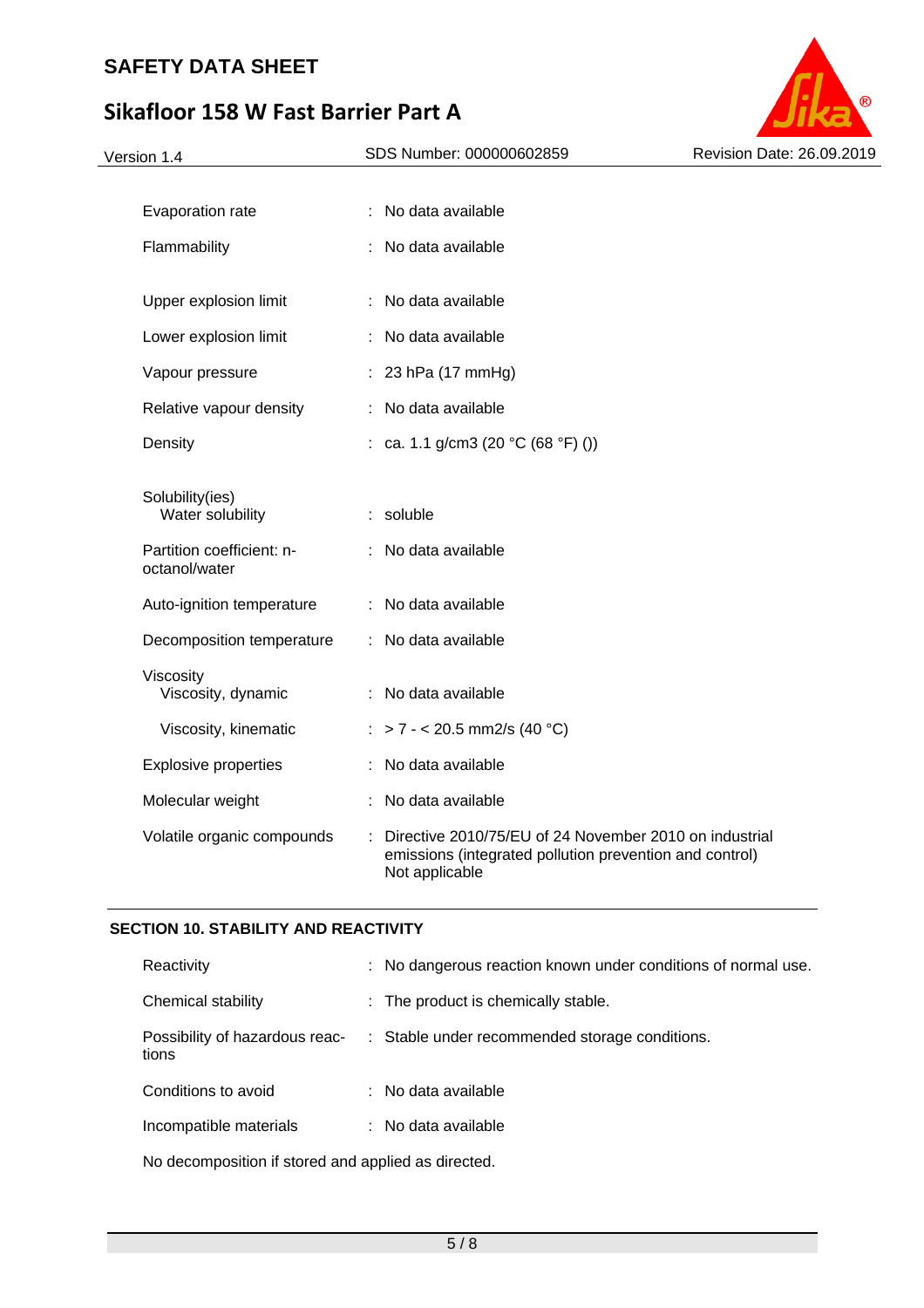| | | |
|---|---|---|
| Evaporation rate | : | No data available |
| Flammability | : | No data available |
| Upper explosion limit | : | No data available |
| Lower explosion limit | : | No data available |
| Vapour pressure | : | 23 hPa (17 mmHg) |
| Relative vapour density | : | No data available |
| Density | : | ca. 1.1 g/cm3 (20 °C (68 °F) ()) |
| Solubility(ies) Water solubility | : | soluble |
| Partition coefficient: n-octanol/water | : | No data available |
| Auto-ignition temperature | : | No data available |
| Decomposition temperature | : | No data available |
| Viscosity Viscosity, dynamic | : | No data available |
| Viscosity, kinematic | : | > 7 - < 20.5 mm2/s (40 °C) |
| Explosive properties | : | No data available |
| Molecular weight | : | No data available |
| Volatile organic compounds | : | Directive 2010/75/EU of 24 November 2010 on industrial emissions (integrated pollution prevention and control) Not applicable |

## SECTION 10. STABILITY AND REACTIVITY

| | | |
|---|---|---|
| Reactivity | : | No dangerous reaction known under conditions of normal use. |
| Chemical stability | : | The product is chemically stable. |
| Possibility of hazardous reactions | : | Stable under recommended storage conditions. |
| Conditions to avoid | : | No data available |
| Incompatible materials | : | No data available |

No decomposition if stored and applied as directed.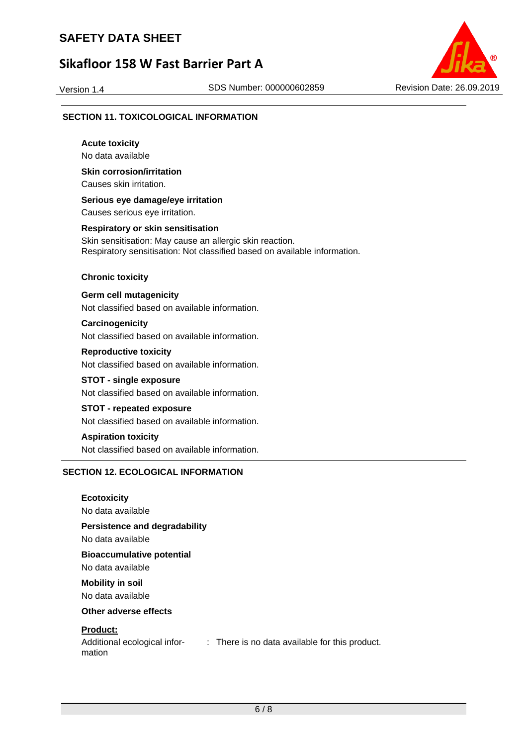## SECTION 11. TOXICOLOGICAL INFORMATION

**Acute toxicity**

No data available

**Skin corrosion/irritation**

Causes skin irritation.

**Serious eye damage/eye irritation**

Causes serious eye irritation.

**Respiratory or skin sensitisation**

Skin sensitisation: May cause an allergic skin reaction.
Respiratory sensitisation: Not classified based on available information.

**Chronic toxicity**

**Germ cell mutagenicity**

Not classified based on available information.

**Carcinogenicity**

Not classified based on available information.

**Reproductive toxicity**

Not classified based on available information.

**STOT - single exposure**

Not classified based on available information.

**STOT - repeated exposure**

Not classified based on available information.

**Aspiration toxicity**

Not classified based on available information.

## SECTION 12. ECOLOGICAL INFORMATION

**Ecotoxicity**

No data available

**Persistence and degradability**

No data available

**Bioaccumulative potential**

No data available

**Mobility in soil**

No data available

**Other adverse effects**

**Product:**

Additional ecological information : There is no data available for this product.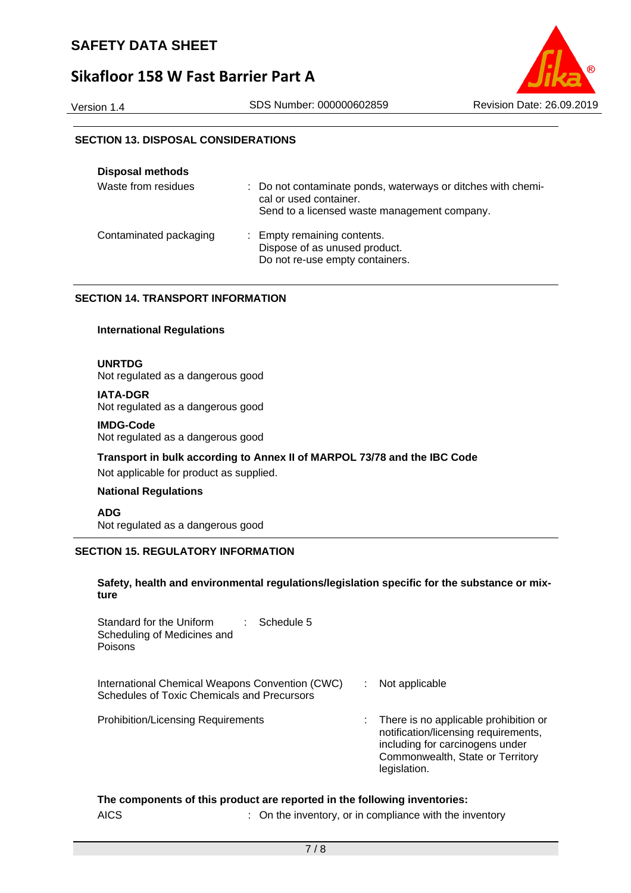## SECTION 13. DISPOSAL CONSIDERATIONS

**Disposal methods**

| | |
|---|---|
| Waste from residues | : Do not contaminate ponds, waterways or ditches with chemical or used container.<br>Send to a licensed waste management company. |
| Contaminated packaging | : Empty remaining contents.<br>Dispose of as unused product.<br>Do not re-use empty containers. |

## SECTION 14. TRANSPORT INFORMATION

**International Regulations**

**UNRTDG**
Not regulated as a dangerous good

**IATA-DGR**
Not regulated as a dangerous good

**IMDG-Code**
Not regulated as a dangerous good

**Transport in bulk according to Annex II of MARPOL 73/78 and the IBC Code**
Not applicable for product as supplied.

**National Regulations**

**ADG**
Not regulated as a dangerous good

## SECTION 15. REGULATORY INFORMATION

**Safety, health and environmental regulations/legislation specific for the substance or mixture**

| | |
|---|---|
| Standard for the Uniform Scheduling of Medicines and Poisons | : Schedule 5 |
| International Chemical Weapons Convention (CWC) Schedules of Toxic Chemicals and Precursors | : Not applicable |
| Prohibition/Licensing Requirements | : There is no applicable prohibition or notification/licensing requirements, including for carcinogens under Commonwealth, State or Territory legislation. |

**The components of this product are reported in the following inventories:**

| | |
|---|---|
| AICS | : On the inventory, or in compliance with the inventory |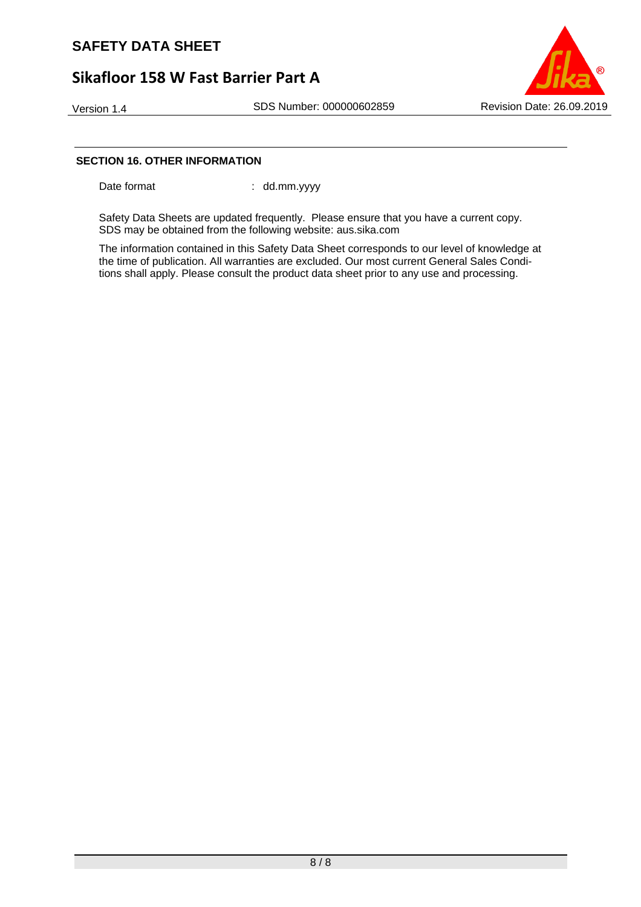## SECTION 16. OTHER INFORMATION

Date format : dd.mm.yyyy

Safety Data Sheets are updated frequently. Please ensure that you have a current copy. SDS may be obtained from the following website: aus.sika.com

The information contained in this Safety Data Sheet corresponds to our level of knowledge at the time of publication. All warranties are excluded. Our most current General Sales Conditions shall apply. Please consult the product data sheet prior to any use and processing.